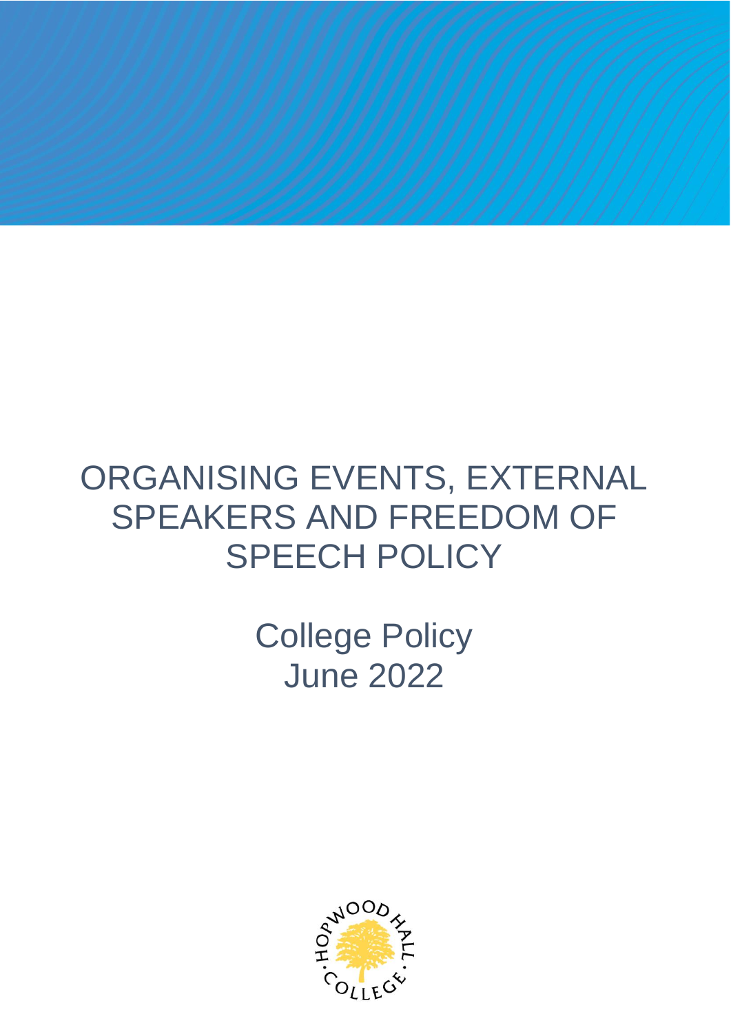# ORGANISING EVENTS, EXTERNAL SPEAKERS AND FREEDOM OF SPEECH POLICY

College Policy
June 2022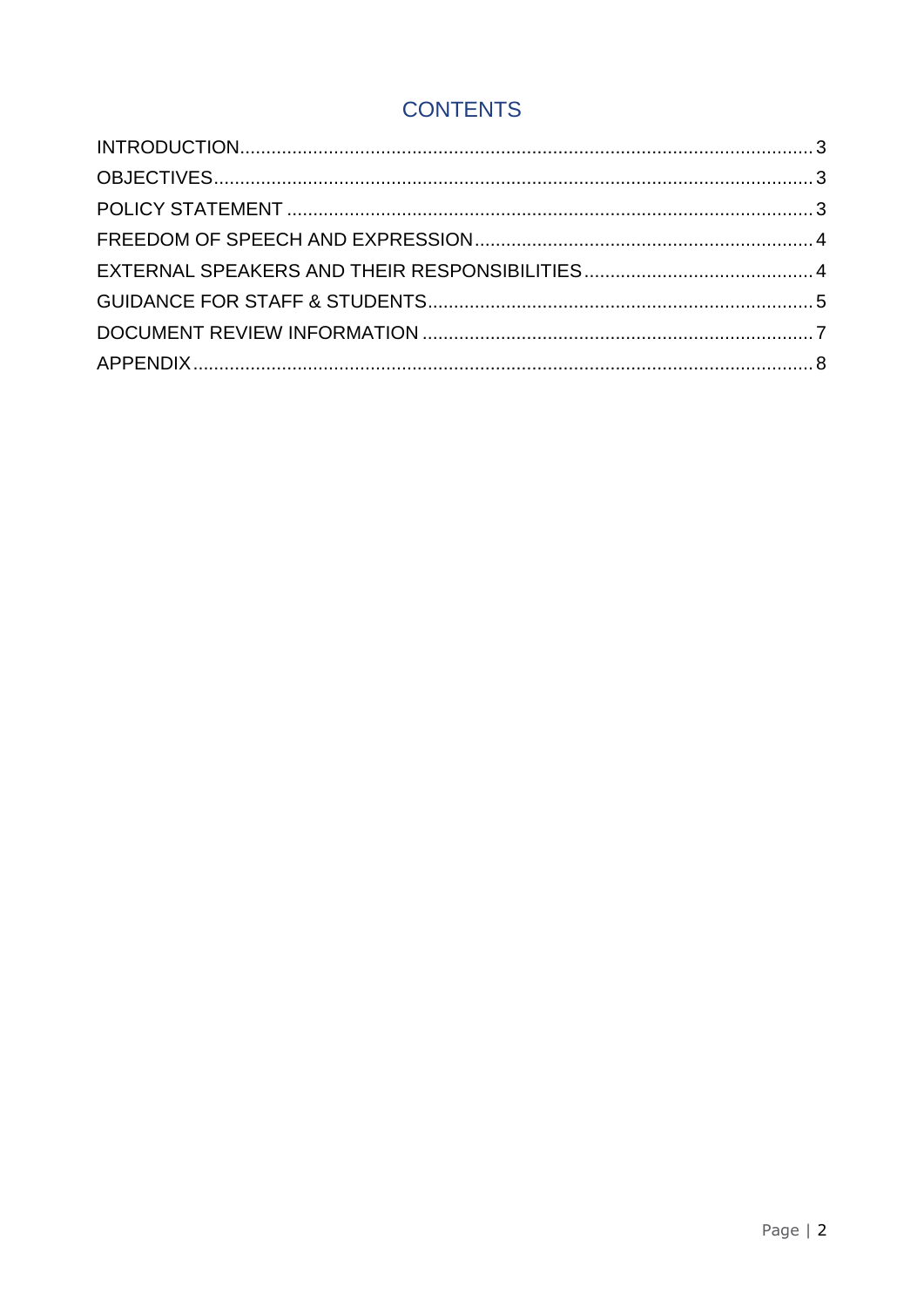# CONTENTS

INTRODUCTION ........................................................................................................ 3
OBJECTIVES ............................................................................................................ 3
POLICY STATEMENT ............................................................................................... 3
FREEDOM OF SPEECH AND EXPRESSION ............................................................. 4
EXTERNAL SPEAKERS AND THEIR RESPONSIBILITIES ........................................... 4
GUIDANCE FOR STAFF & STUDENTS ....................................................................... 5
DOCUMENT REVIEW INFORMATION ......................................................................... 7
APPENDIX ................................................................................................................. 8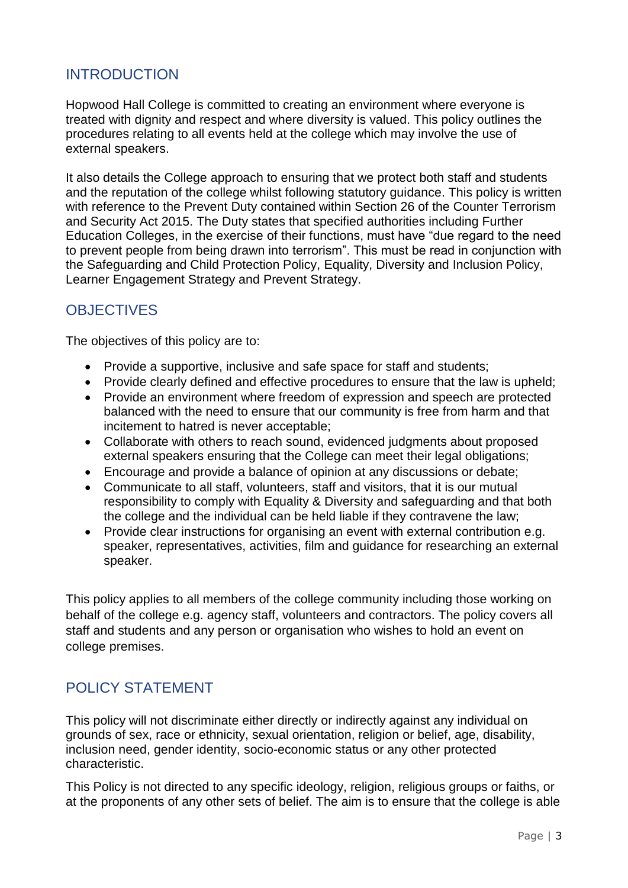## INTRODUCTION

Hopwood Hall College is committed to creating an environment where everyone is treated with dignity and respect and where diversity is valued. This policy outlines the procedures relating to all events held at the college which may involve the use of external speakers.

It also details the College approach to ensuring that we protect both staff and students and the reputation of the college whilst following statutory guidance. This policy is written with reference to the Prevent Duty contained within Section 26 of the Counter Terrorism and Security Act 2015. The Duty states that specified authorities including Further Education Colleges, in the exercise of their functions, must have "due regard to the need to prevent people from being drawn into terrorism". This must be read in conjunction with the Safeguarding and Child Protection Policy, Equality, Diversity and Inclusion Policy, Learner Engagement Strategy and Prevent Strategy.

## OBJECTIVES

The objectives of this policy are to:

- Provide a supportive, inclusive and safe space for staff and students;
- Provide clearly defined and effective procedures to ensure that the law is upheld;
- Provide an environment where freedom of expression and speech are protected balanced with the need to ensure that our community is free from harm and that incitement to hatred is never acceptable;
- Collaborate with others to reach sound, evidenced judgments about proposed external speakers ensuring that the College can meet their legal obligations;
- Encourage and provide a balance of opinion at any discussions or debate;
- Communicate to all staff, volunteers, staff and visitors, that it is our mutual responsibility to comply with Equality & Diversity and safeguarding and that both the college and the individual can be held liable if they contravene the law;
- Provide clear instructions for organising an event with external contribution e.g. speaker, representatives, activities, film and guidance for researching an external speaker.

This policy applies to all members of the college community including those working on behalf of the college e.g. agency staff, volunteers and contractors. The policy covers all staff and students and any person or organisation who wishes to hold an event on college premises.

## POLICY STATEMENT

This policy will not discriminate either directly or indirectly against any individual on grounds of sex, race or ethnicity, sexual orientation, religion or belief, age, disability, inclusion need, gender identity, socio-economic status or any other protected characteristic.

This Policy is not directed to any specific ideology, religion, religious groups or faiths, or at the proponents of any other sets of belief. The aim is to ensure that the college is able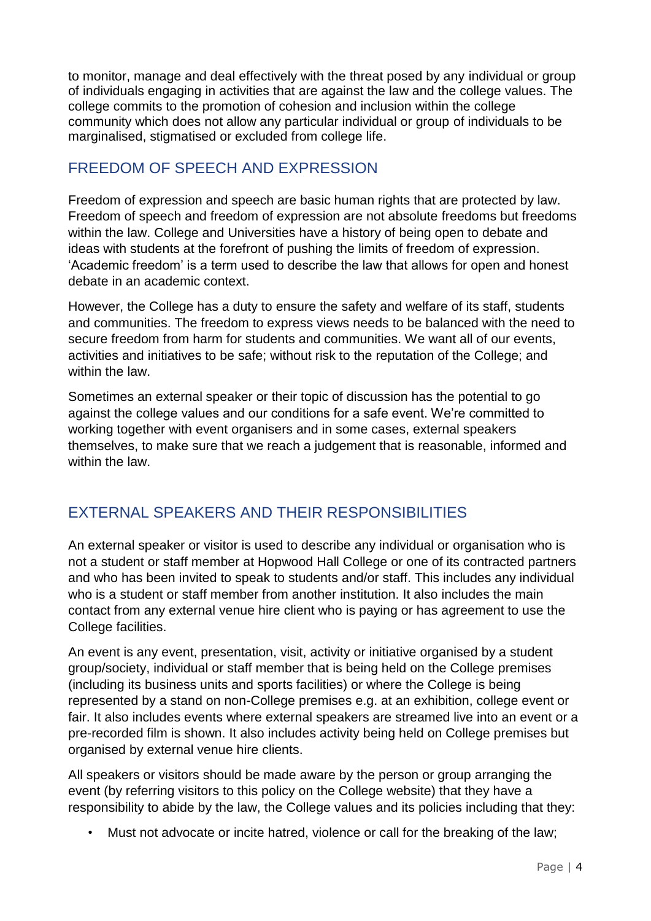to monitor, manage and deal effectively with the threat posed by any individual or group of individuals engaging in activities that are against the law and the college values. The college commits to the promotion of cohesion and inclusion within the college community which does not allow any particular individual or group of individuals to be marginalised, stigmatised or excluded from college life.

## FREEDOM OF SPEECH AND EXPRESSION

Freedom of expression and speech are basic human rights that are protected by law. Freedom of speech and freedom of expression are not absolute freedoms but freedoms within the law. College and Universities have a history of being open to debate and ideas with students at the forefront of pushing the limits of freedom of expression. 'Academic freedom' is a term used to describe the law that allows for open and honest debate in an academic context.

However, the College has a duty to ensure the safety and welfare of its staff, students and communities. The freedom to express views needs to be balanced with the need to secure freedom from harm for students and communities. We want all of our events, activities and initiatives to be safe; without risk to the reputation of the College; and within the law.

Sometimes an external speaker or their topic of discussion has the potential to go against the college values and our conditions for a safe event. We're committed to working together with event organisers and in some cases, external speakers themselves, to make sure that we reach a judgement that is reasonable, informed and within the law.

## EXTERNAL SPEAKERS AND THEIR RESPONSIBILITIES

An external speaker or visitor is used to describe any individual or organisation who is not a student or staff member at Hopwood Hall College or one of its contracted partners and who has been invited to speak to students and/or staff. This includes any individual who is a student or staff member from another institution. It also includes the main contact from any external venue hire client who is paying or has agreement to use the College facilities.

An event is any event, presentation, visit, activity or initiative organised by a student group/society, individual or staff member that is being held on the College premises (including its business units and sports facilities) or where the College is being represented by a stand on non-College premises e.g. at an exhibition, college event or fair. It also includes events where external speakers are streamed live into an event or a pre-recorded film is shown. It also includes activity being held on College premises but organised by external venue hire clients.

All speakers or visitors should be made aware by the person or group arranging the event (by referring visitors to this policy on the College website) that they have a responsibility to abide by the law, the College values and its policies including that they:

- Must not advocate or incite hatred, violence or call for the breaking of the law;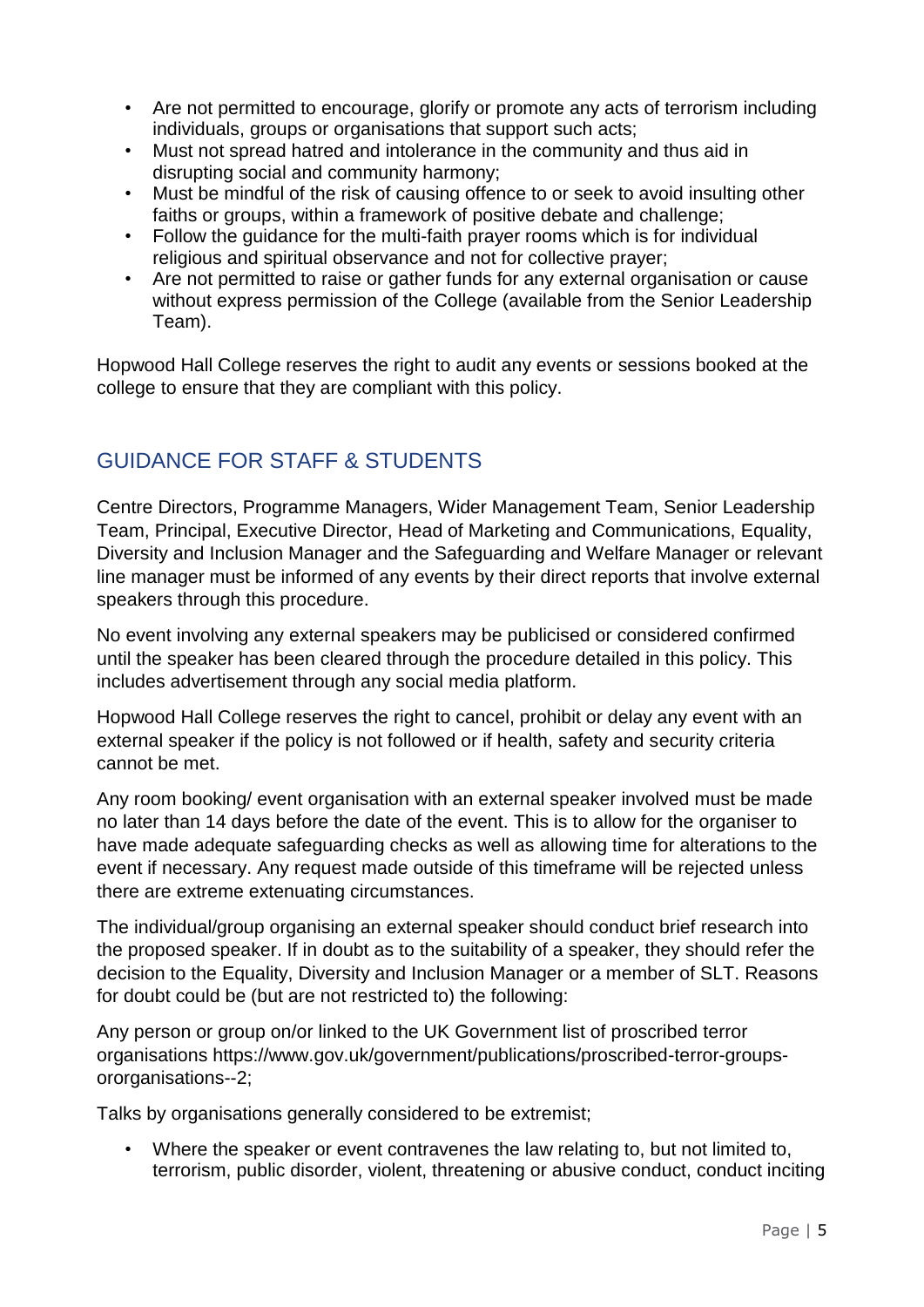- Are not permitted to encourage, glorify or promote any acts of terrorism including individuals, groups or organisations that support such acts;
- Must not spread hatred and intolerance in the community and thus aid in disrupting social and community harmony;
- Must be mindful of the risk of causing offence to or seek to avoid insulting other faiths or groups, within a framework of positive debate and challenge;
- Follow the guidance for the multi-faith prayer rooms which is for individual religious and spiritual observance and not for collective prayer;
- Are not permitted to raise or gather funds for any external organisation or cause without express permission of the College (available from the Senior Leadership Team).

Hopwood Hall College reserves the right to audit any events or sessions booked at the college to ensure that they are compliant with this policy.

## GUIDANCE FOR STAFF & STUDENTS

Centre Directors, Programme Managers, Wider Management Team, Senior Leadership Team, Principal, Executive Director, Head of Marketing and Communications, Equality, Diversity and Inclusion Manager and the Safeguarding and Welfare Manager or relevant line manager must be informed of any events by their direct reports that involve external speakers through this procedure.

No event involving any external speakers may be publicised or considered confirmed until the speaker has been cleared through the procedure detailed in this policy. This includes advertisement through any social media platform.

Hopwood Hall College reserves the right to cancel, prohibit or delay any event with an external speaker if the policy is not followed or if health, safety and security criteria cannot be met.

Any room booking/ event organisation with an external speaker involved must be made no later than 14 days before the date of the event. This is to allow for the organiser to have made adequate safeguarding checks as well as allowing time for alterations to the event if necessary. Any request made outside of this timeframe will be rejected unless there are extreme extenuating circumstances.

The individual/group organising an external speaker should conduct brief research into the proposed speaker. If in doubt as to the suitability of a speaker, they should refer the decision to the Equality, Diversity and Inclusion Manager or a member of SLT. Reasons for doubt could be (but are not restricted to) the following:

Any person or group on/or linked to the UK Government list of proscribed terror organisations https://www.gov.uk/government/publications/proscribed-terror-groups-ororganisations--2;

Talks by organisations generally considered to be extremist;

- Where the speaker or event contravenes the law relating to, but not limited to, terrorism, public disorder, violent, threatening or abusive conduct, conduct inciting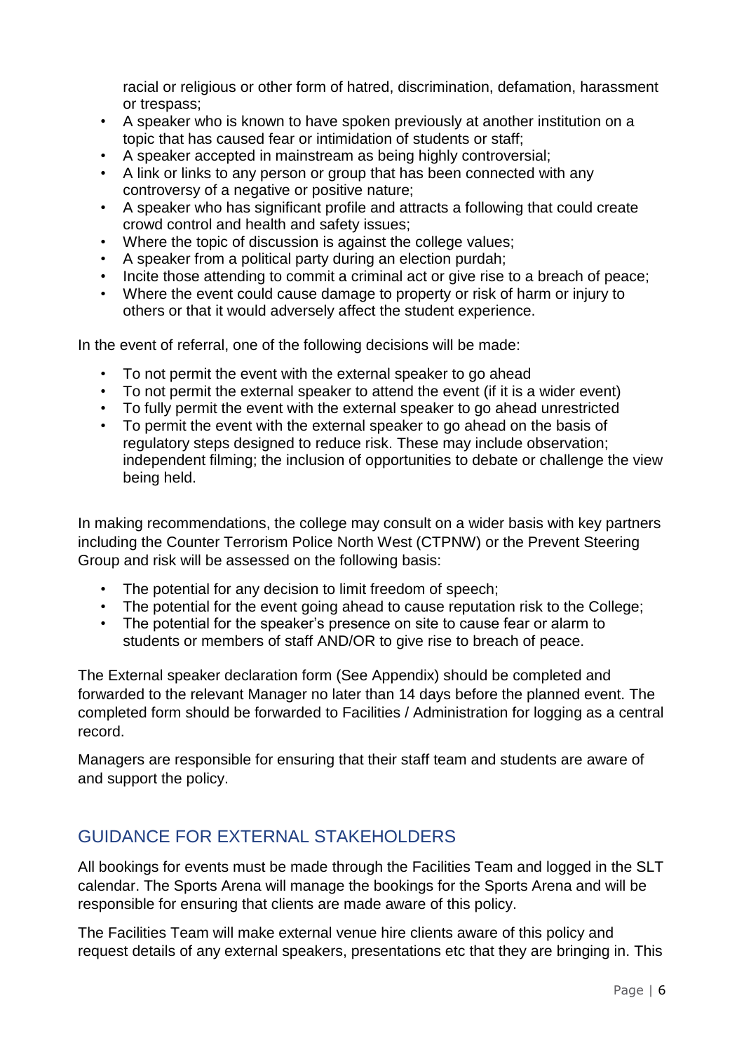racial or religious or other form of hatred, discrimination, defamation, harassment or trespass;

- A speaker who is known to have spoken previously at another institution on a topic that has caused fear or intimidation of students or staff;
- A speaker accepted in mainstream as being highly controversial;
- A link or links to any person or group that has been connected with any controversy of a negative or positive nature;
- A speaker who has significant profile and attracts a following that could create crowd control and health and safety issues;
- Where the topic of discussion is against the college values;
- A speaker from a political party during an election purdah;
- Incite those attending to commit a criminal act or give rise to a breach of peace;
- Where the event could cause damage to property or risk of harm or injury to others or that it would adversely affect the student experience.

In the event of referral, one of the following decisions will be made:

- To not permit the event with the external speaker to go ahead
- To not permit the external speaker to attend the event (if it is a wider event)
- To fully permit the event with the external speaker to go ahead unrestricted
- To permit the event with the external speaker to go ahead on the basis of regulatory steps designed to reduce risk. These may include observation; independent filming; the inclusion of opportunities to debate or challenge the view being held.

In making recommendations, the college may consult on a wider basis with key partners including the Counter Terrorism Police North West (CTPNW) or the Prevent Steering Group and risk will be assessed on the following basis:

- The potential for any decision to limit freedom of speech;
- The potential for the event going ahead to cause reputation risk to the College;
- The potential for the speaker's presence on site to cause fear or alarm to students or members of staff AND/OR to give rise to breach of peace.

The External speaker declaration form (See Appendix) should be completed and forwarded to the relevant Manager no later than 14 days before the planned event. The completed form should be forwarded to Facilities / Administration for logging as a central record.

Managers are responsible for ensuring that their staff team and students are aware of and support the policy.

## GUIDANCE FOR EXTERNAL STAKEHOLDERS

All bookings for events must be made through the Facilities Team and logged in the SLT calendar. The Sports Arena will manage the bookings for the Sports Arena and will be responsible for ensuring that clients are made aware of this policy.

The Facilities Team will make external venue hire clients aware of this policy and request details of any external speakers, presentations etc that they are bringing in. This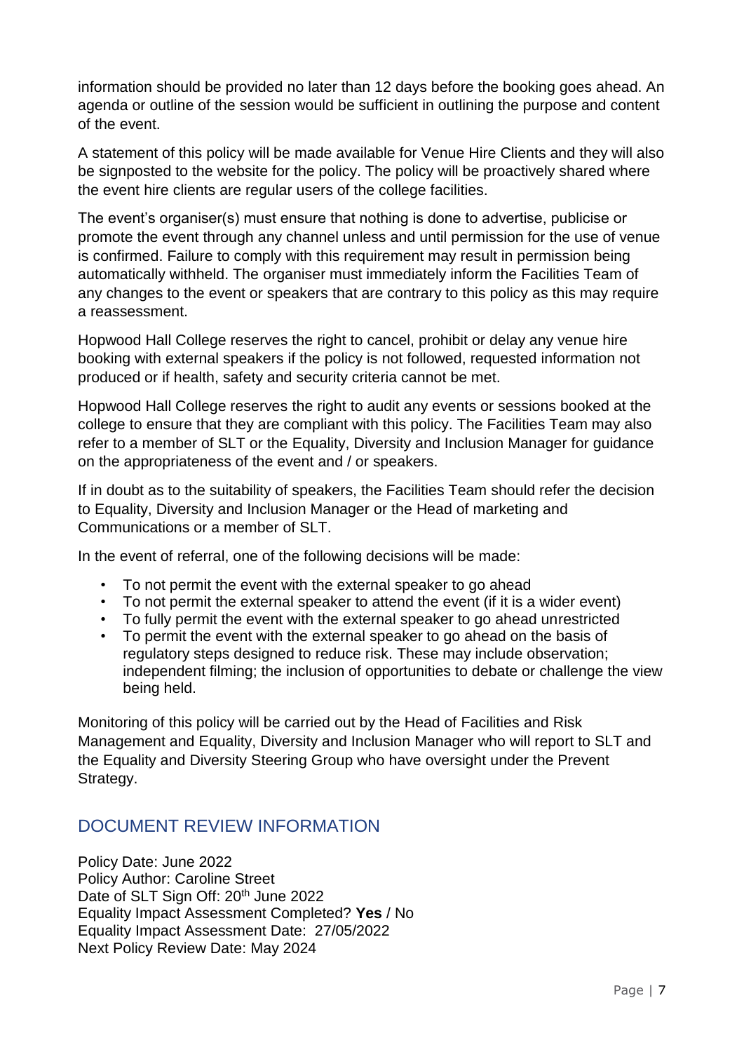information should be provided no later than 12 days before the booking goes ahead. An agenda or outline of the session would be sufficient in outlining the purpose and content of the event.

A statement of this policy will be made available for Venue Hire Clients and they will also be signposted to the website for the policy. The policy will be proactively shared where the event hire clients are regular users of the college facilities.

The event's organiser(s) must ensure that nothing is done to advertise, publicise or promote the event through any channel unless and until permission for the use of venue is confirmed. Failure to comply with this requirement may result in permission being automatically withheld. The organiser must immediately inform the Facilities Team of any changes to the event or speakers that are contrary to this policy as this may require a reassessment.

Hopwood Hall College reserves the right to cancel, prohibit or delay any venue hire booking with external speakers if the policy is not followed, requested information not produced or if health, safety and security criteria cannot be met.

Hopwood Hall College reserves the right to audit any events or sessions booked at the college to ensure that they are compliant with this policy. The Facilities Team may also refer to a member of SLT or the Equality, Diversity and Inclusion Manager for guidance on the appropriateness of the event and / or speakers.

If in doubt as to the suitability of speakers, the Facilities Team should refer the decision to Equality, Diversity and Inclusion Manager or the Head of marketing and Communications or a member of SLT.

In the event of referral, one of the following decisions will be made:

- To not permit the event with the external speaker to go ahead
- To not permit the external speaker to attend the event (if it is a wider event)
- To fully permit the event with the external speaker to go ahead unrestricted
- To permit the event with the external speaker to go ahead on the basis of regulatory steps designed to reduce risk. These may include observation; independent filming; the inclusion of opportunities to debate or challenge the view being held.

Monitoring of this policy will be carried out by the Head of Facilities and Risk Management and Equality, Diversity and Inclusion Manager who will report to SLT and the Equality and Diversity Steering Group who have oversight under the Prevent Strategy.

## DOCUMENT REVIEW INFORMATION

Policy Date: June 2022
Policy Author: Caroline Street
Date of SLT Sign Off: 20th June 2022
Equality Impact Assessment Completed? **Yes** / No
Equality Impact Assessment Date: 27/05/2022
Next Policy Review Date: May 2024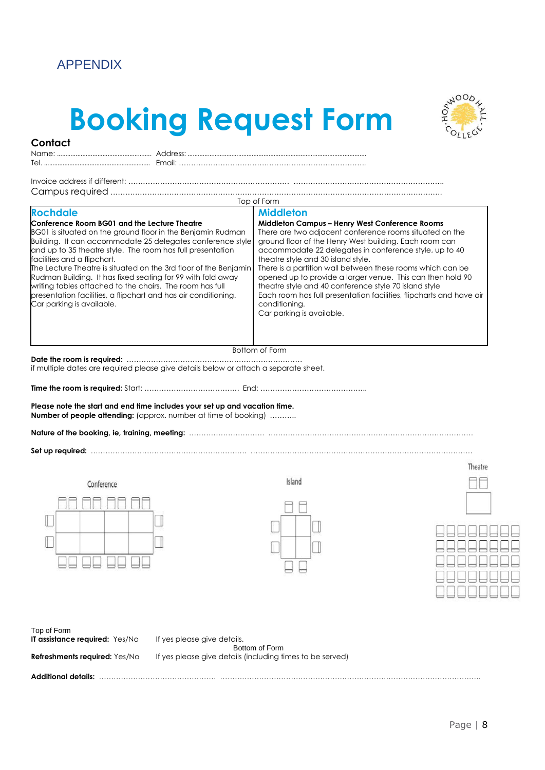APPENDIX

# Booking Request Form

## Contact

Name: ........................................................ Address: ........................................................................................................

Tel. ................................................................ Email: …………………………………………………………………..

Invoice address if different: ………………………………………………………… ……………………………………………………..

Campus required ……………………………………………………………………………………………………………………

Top of Form

| **Rochdale** | **Middleton** |
|---|---|
| **Conference Room BG01 and the Lecture Theatre**<br>BG01 is situated on the ground floor in the Benjamin Rudman Building. It can accommodate 25 delegates conference style and up to 35 theatre style. The room has full presentation facilities and a flipchart.<br>The Lecture Theatre is situated on the 3rd floor of the Benjamin Rudman Building. It has fixed seating for 99 with fold away writing tables attached to the chairs. The room has full presentation facilities, a flipchart and has air conditioning.<br>Car parking is available. | **Middleton Campus – Henry West Conference Rooms**<br>There are two adjacent conference rooms situated on the ground floor of the Henry West building. Each room can accommodate 22 delegates in conference style, up to 40 theatre style and 30 island style.<br>There is a partition wall between these rooms which can be opened up to provide a larger venue. This can then hold 90 theatre style and 40 conference style 70 island style<br>Each room has full presentation facilities, flipcharts and have air conditioning.<br>Car parking is available. |

Bottom of Form

**Date the room is required:** ………………………………………………………………

if multiple dates are required please give details below or attach a separate sheet.

**Time the room is required:** Start: ………………………………… End: ……………………………………..

**Please note the start and end time includes your set up and vacation time.**

**Number of people attending:** (approx. number at time of booking) ………..

**Nature of the booking, ie, training, meeting:** ………………………… ……………………………………………………………………

**Set up required:** ………………………………………………………… …………………………………………………………………………

Conference                Island                Theatre

Top of Form

**IT assistance required:** Yes/No    If yes please give details.

Bottom of Form

**Refreshments required:** Yes/No    If yes please give details (including times to be served)

**Additional details:** ………………………………………… ………………………………………………………………………………………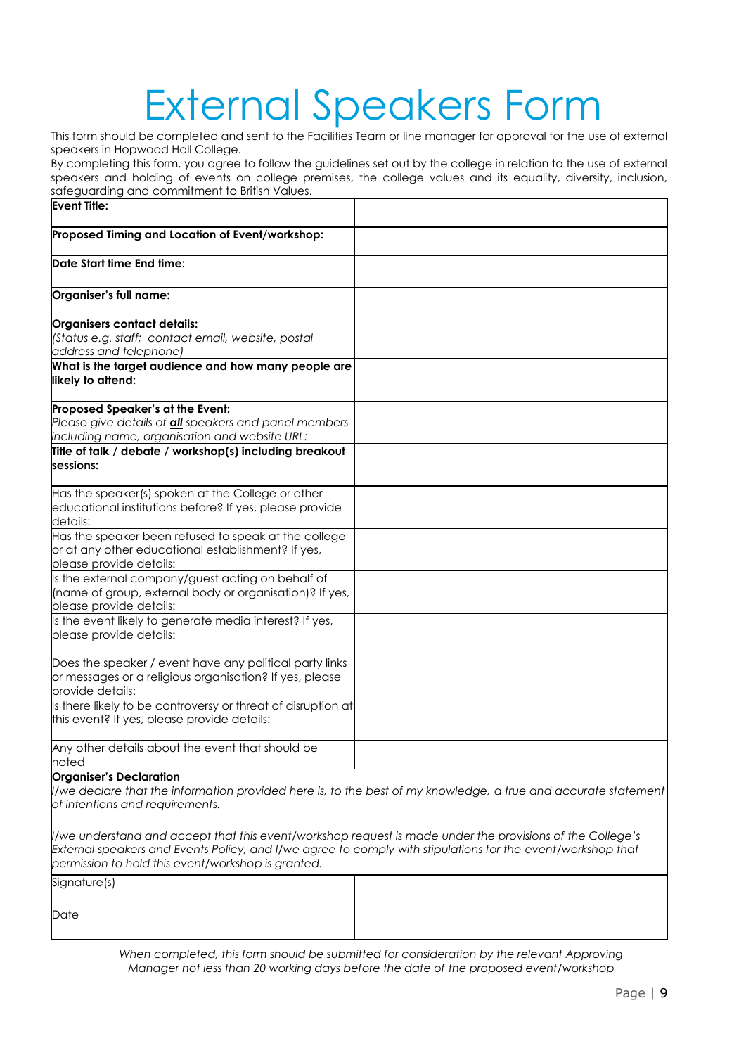# External Speakers Form

This form should be completed and sent to the Facilities Team or line manager for approval for the use of external speakers in Hopwood Hall College.

By completing this form, you agree to follow the guidelines set out by the college in relation to the use of external speakers and holding of events on college premises, the college values and its equality, diversity, inclusion, safeguarding and commitment to British Values.

| **Event Title:** | |
|---|---|
| **Proposed Timing and Location of Event/workshop:** | |
| **Date Start time End time:** | |
| **Organiser's full name:** | |
| **Organisers contact details:** *(Status e.g. staff; contact email, website, postal address and telephone)* | |
| **What is the target audience and how many people are likely to attend:** | |
| **Proposed Speaker's at the Event:** *Please give details of **all** speakers and panel members including name, organisation and website URL:* | |
| **Title of talk / debate / workshop(s) including breakout sessions:** | |
| Has the speaker(s) spoken at the College or other educational institutions before? If yes, please provide details: | |
| Has the speaker been refused to speak at the college or at any other educational establishment? If yes, please provide details: | |
| Is the external company/guest acting on behalf of (name of group, external body or organisation)? If yes, please provide details: | |
| Is the event likely to generate media interest? If yes, please provide details: | |
| Does the speaker / event have any political party links or messages or a religious organisation? If yes, please provide details: | |
| Is there likely to be controversy or threat of disruption at this event? If yes, please provide details: | |
| Any other details about the event that should be noted | |

**Organiser's Declaration**

*I/we declare that the information provided here is, to the best of my knowledge, a true and accurate statement of intentions and requirements.*

*I/we understand and accept that this event/workshop request is made under the provisions of the College's External speakers and Events Policy, and I/we agree to comply with stipulations for the event/workshop that permission to hold this event/workshop is granted.*

| Signature(s) | |
|---|---|
| Date | |

*When completed, this form should be submitted for consideration by the relevant Approving Manager not less than 20 working days before the date of the proposed event/workshop*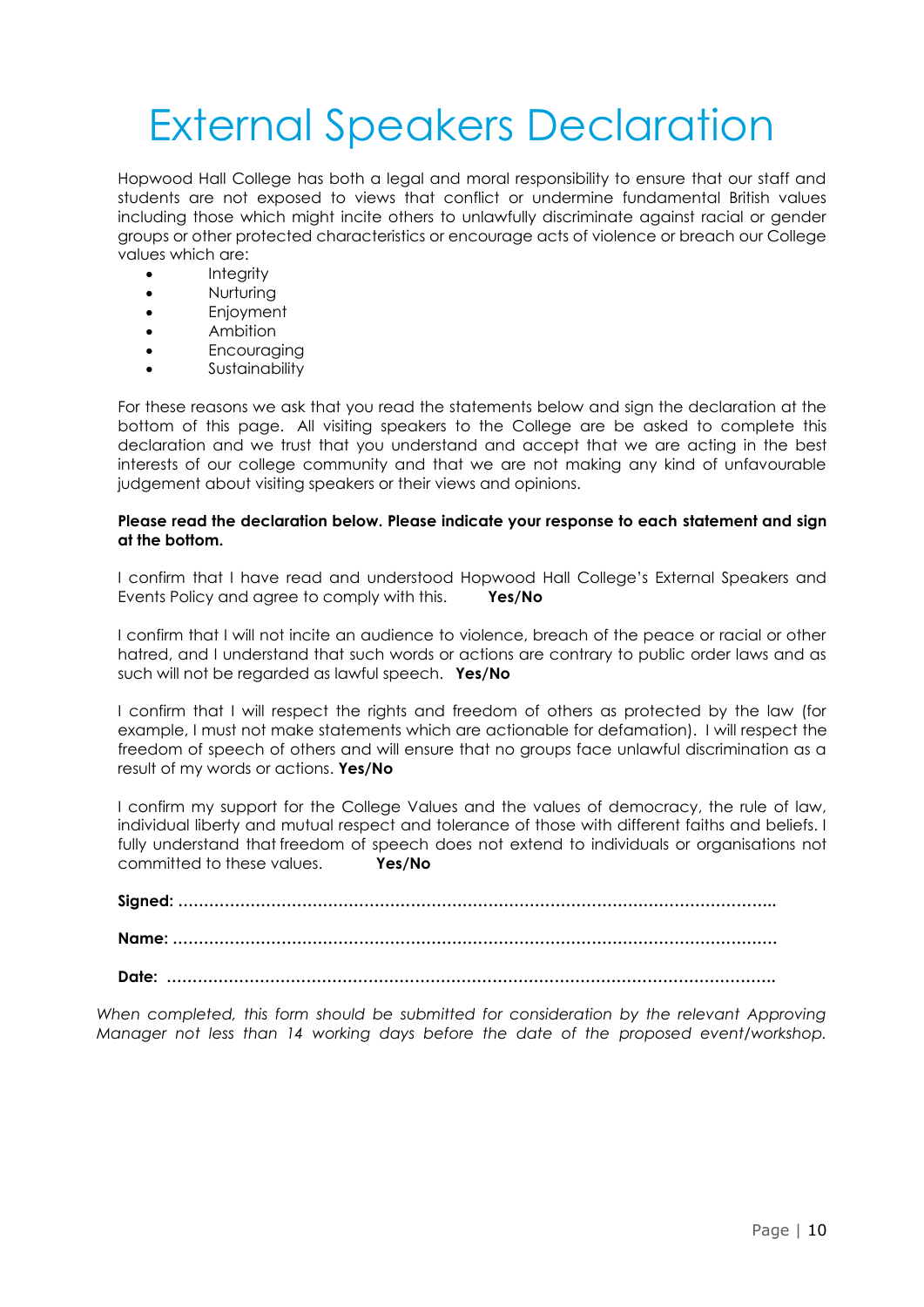# External Speakers Declaration

Hopwood Hall College has both a legal and moral responsibility to ensure that our staff and students are not exposed to views that conflict or undermine fundamental British values including those which might incite others to unlawfully discriminate against racial or gender groups or other protected characteristics or encourage acts of violence or breach our College values which are:

- Integrity
- Nurturing
- Enjoyment
- Ambition
- Encouraging
- Sustainability

For these reasons we ask that you read the statements below and sign the declaration at the bottom of this page. All visiting speakers to the College are be asked to complete this declaration and we trust that you understand and accept that we are acting in the best interests of our college community and that we are not making any kind of unfavourable judgement about visiting speakers or their views and opinions.

**Please read the declaration below. Please indicate your response to each statement and sign at the bottom.**

I confirm that I have read and understood Hopwood Hall College's External Speakers and Events Policy and agree to comply with this. **Yes/No**

I confirm that I will not incite an audience to violence, breach of the peace or racial or other hatred, and I understand that such words or actions are contrary to public order laws and as such will not be regarded as lawful speech. **Yes/No**

I confirm that I will respect the rights and freedom of others as protected by the law (for example, I must not make statements which are actionable for defamation). I will respect the freedom of speech of others and will ensure that no groups face unlawful discrimination as a result of my words or actions. **Yes/No**

I confirm my support for the College Values and the values of democracy, the rule of law, individual liberty and mutual respect and tolerance of those with different faiths and beliefs. I fully understand that freedom of speech does not extend to individuals or organisations not committed to these values. **Yes/No**

**Signed: ……………………………………………………………………………………………………..**

**Name: ……………………………………………………………………………………………………..**

**Date: ……………………………………………………………………………………………………..**

*When completed, this form should be submitted for consideration by the relevant Approving Manager not less than 14 working days before the date of the proposed event/workshop.*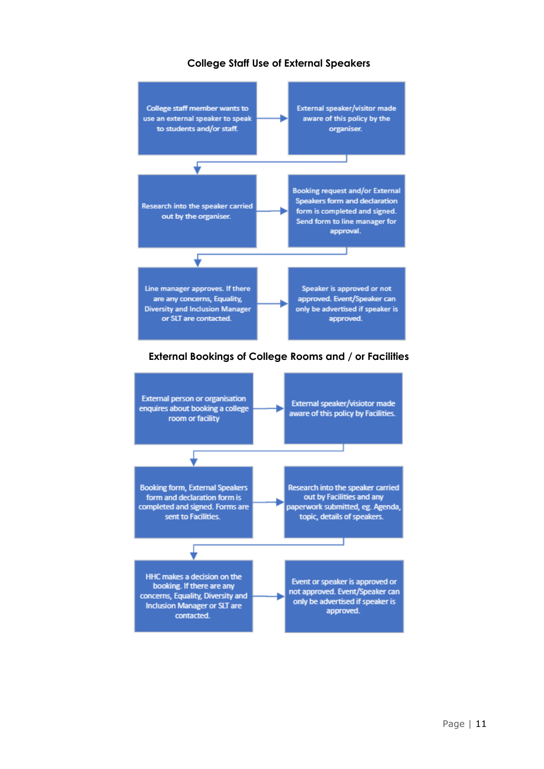## College Staff Use of External Speakers

College staff member wants to use an external speaker to speak to students and/or staff.

→ External speaker/visitor made aware of this policy by the organiser.

→ Research into the speaker carried out by the organiser.

→ Booking request and/or External Speakers form and declaration form is completed and signed. Send form to line manager for approval.

→ Line manager approves. If there are any concerns, Equality, Diversity and Inclusion Manager or SLT are contacted.

→ Speaker is approved or not approved. Event/Speaker can only be advertised if speaker is approved.

## External Bookings of College Rooms and / or Facilities

External person or organisation enquires about booking a college room or facility

→ External speaker/visiotor made aware of this policy by Facilities.

→ Booking form, External Speakers form and declaration form is completed and signed. Forms are sent to Facilities.

→ Research into the speaker carried out by Facilities and any paperwork submitted, eg. Agenda, topic, details of speakers.

→ HHC makes a decision on the booking. If there are any concerns, Equality, Diversity and Inclusion Manager or SLT are contacted.

→ Event or speaker is approved or not approved. Event/Speaker can only be advertised if speaker is approved.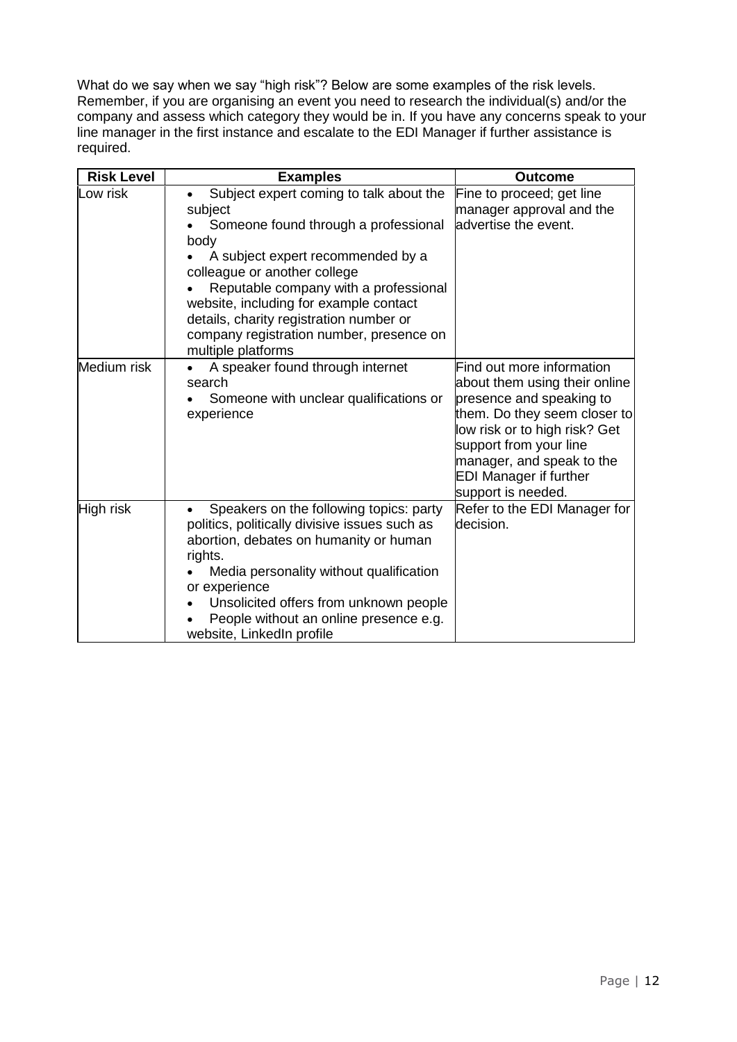What do we say when we say "high risk"? Below are some examples of the risk levels. Remember, if you are organising an event you need to research the individual(s) and/or the company and assess which category they would be in. If you have any concerns speak to your line manager in the first instance and escalate to the EDI Manager if further assistance is required.

| Risk Level | Examples | Outcome |
|---|---|---|
| Low risk | • Subject expert coming to talk about the subject<br>• Someone found through a professional body<br>• A subject expert recommended by a colleague or another college<br>• Reputable company with a professional website, including for example contact details, charity registration number or company registration number, presence on multiple platforms | Fine to proceed; get line manager approval and the advertise the event. |
| Medium risk | • A speaker found through internet search<br>• Someone with unclear qualifications or experience | Find out more information about them using their online presence and speaking to them. Do they seem closer to low risk or to high risk? Get support from your line manager, and speak to the EDI Manager if further support is needed. |
| High risk | • Speakers on the following topics: party politics, politically divisive issues such as abortion, debates on humanity or human rights.<br>• Media personality without qualification or experience<br>• Unsolicited offers from unknown people<br>• People without an online presence e.g. website, LinkedIn profile | Refer to the EDI Manager for decision. |